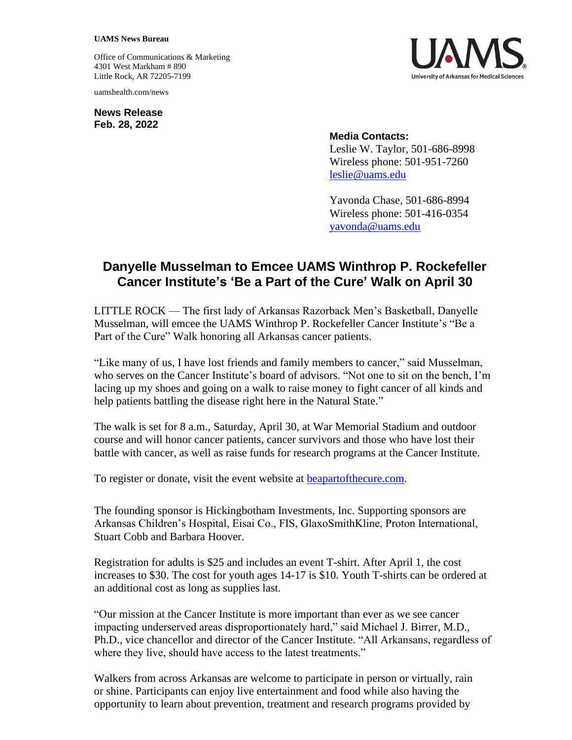**UAMS News Bureau**

Office of Communications & Marketing
4301 West Markham # 890
Little Rock, AR 72205-7199

uamshealth.com/news

**News Release**
**Feb. 28, 2022**

**Media Contacts:**
Leslie W. Taylor, 501-686-8998
Wireless phone: 501-951-7260
leslie@uams.edu

Yavonda Chase, 501-686-8994
Wireless phone: 501-416-0354
yavonda@uams.edu

# Danyelle Musselman to Emcee UAMS Winthrop P. Rockefeller Cancer Institute's 'Be a Part of the Cure' Walk on April 30

LITTLE ROCK — The first lady of Arkansas Razorback Men's Basketball, Danyelle Musselman, will emcee the UAMS Winthrop P. Rockefeller Cancer Institute's "Be a Part of the Cure" Walk honoring all Arkansas cancer patients.

"Like many of us, I have lost friends and family members to cancer," said Musselman, who serves on the Cancer Institute's board of advisors. "Not one to sit on the bench, I'm lacing up my shoes and going on a walk to raise money to fight cancer of all kinds and help patients battling the disease right here in the Natural State."

The walk is set for 8 a.m., Saturday, April 30, at War Memorial Stadium and outdoor course and will honor cancer patients, cancer survivors and those who have lost their battle with cancer, as well as raise funds for research programs at the Cancer Institute.

To register or donate, visit the event website at beapartofthecure.com.

The founding sponsor is Hickingbotham Investments, Inc. Supporting sponsors are Arkansas Children's Hospital, Eisai Co., FIS, GlaxoSmithKline, Proton International, Stuart Cobb and Barbara Hoover.

Registration for adults is $25 and includes an event T-shirt. After April 1, the cost increases to $30. The cost for youth ages 14-17 is $10. Youth T-shirts can be ordered at an additional cost as long as supplies last.

"Our mission at the Cancer Institute is more important than ever as we see cancer impacting underserved areas disproportionately hard," said Michael J. Birrer, M.D., Ph.D., vice chancellor and director of the Cancer Institute. "All Arkansans, regardless of where they live, should have access to the latest treatments."

Walkers from across Arkansas are welcome to participate in person or virtually, rain or shine. Participants can enjoy live entertainment and food while also having the opportunity to learn about prevention, treatment and research programs provided by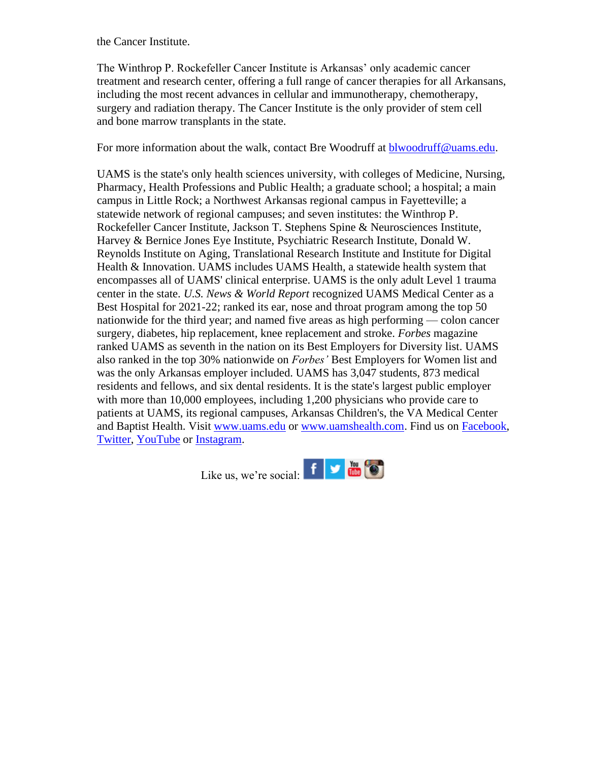the Cancer Institute.

The Winthrop P. Rockefeller Cancer Institute is Arkansas' only academic cancer treatment and research center, offering a full range of cancer therapies for all Arkansans, including the most recent advances in cellular and immunotherapy, chemotherapy, surgery and radiation therapy. The Cancer Institute is the only provider of stem cell and bone marrow transplants in the state.

For more information about the walk, contact Bre Woodruff at [blwoodruff@uams.edu](mailto:blwoodruff@uams.edu).

UAMS is the state's only health sciences university, with colleges of Medicine, Nursing, Pharmacy, Health Professions and Public Health; a graduate school; a hospital; a main campus in Little Rock; a Northwest Arkansas regional campus in Fayetteville; a statewide network of regional campuses; and seven institutes: the Winthrop P. Rockefeller Cancer Institute, Jackson T. Stephens Spine & Neurosciences Institute, Harvey & Bernice Jones Eye Institute, Psychiatric Research Institute, Donald W. Reynolds Institute on Aging, Translational Research Institute and Institute for Digital Health & Innovation. UAMS includes UAMS Health, a statewide health system that encompasses all of UAMS' clinical enterprise. UAMS is the only adult Level 1 trauma center in the state. *U.S. News & World Report* recognized UAMS Medical Center as a Best Hospital for 2021-22; ranked its ear, nose and throat program among the top 50 nationwide for the third year; and named five areas as high performing — colon cancer surgery, diabetes, hip replacement, knee replacement and stroke. *Forbes* magazine ranked UAMS as seventh in the nation on its Best Employers for Diversity list. UAMS also ranked in the top 30% nationwide on *Forbes'* Best Employers for Women list and was the only Arkansas employer included. UAMS has 3,047 students, 873 medical residents and fellows, and six dental residents. It is the state's largest public employer with more than 10,000 employees, including 1,200 physicians who provide care to patients at UAMS, its regional campuses, Arkansas Children's, the VA Medical Center and Baptist Health. Visit [www.uams.edu](http://www.uams.edu) or [www.uamshealth.com](http://www.uamshealth.com). Find us on Facebook, Twitter, YouTube or Instagram.

Like us, we're social: